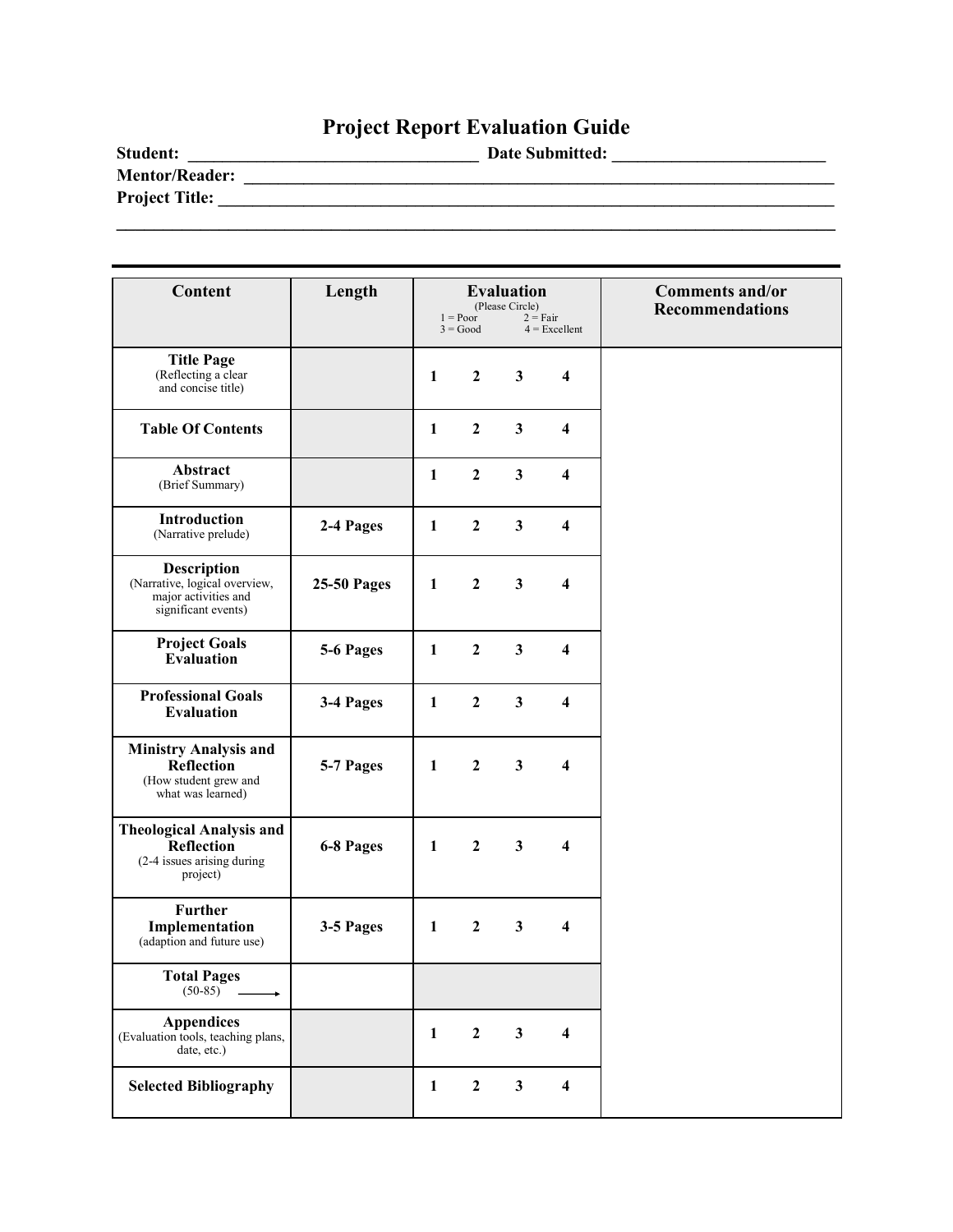# Project Report Evaluation Guide

**Student:** ________________________________ **Date Submitted:** ________________________

**Mentor/Reader:** ____________________________________________________________________

**Project Title:** _____________________________________________________________________

_____________________________________________________________________________________

| Content | Length | Evaluation (Please Circle) 1 = Poor 2 = Fair 3 = Good 4 = Excellent | Comments and/or Recommendations |
|---|---|---|---|
| **Title Page** (Reflecting a clear and concise title) | | 1 2 3 4 | |
| **Table Of Contents** | | 1 2 3 4 | |
| **Abstract** (Brief Summary) | | 1 2 3 4 | |
| **Introduction** (Narrative prelude) | **2-4 Pages** | 1 2 3 4 | |
| **Description** (Narrative, logical overview, major activities and significant events) | **25-50 Pages** | 1 2 3 4 | |
| **Project Goals Evaluation** | **5-6 Pages** | 1 2 3 4 | |
| **Professional Goals Evaluation** | **3-4 Pages** | 1 2 3 4 | |
| **Ministry Analysis and Reflection** (How student grew and what was learned) | **5-7 Pages** | 1 2 3 4 | |
| **Theological Analysis and Reflection** (2-4 issues arising during project) | **6-8 Pages** | 1 2 3 4 | |
| **Further Implementation** (adaption and future use) | **3-5 Pages** | 1 2 3 4 | |
| **Total Pages** (50-85) → | | | |
| **Appendices** (Evaluation tools, teaching plans, date, etc.) | | 1 2 3 4 | |
| **Selected Bibliography** | | 1 2 3 4 | |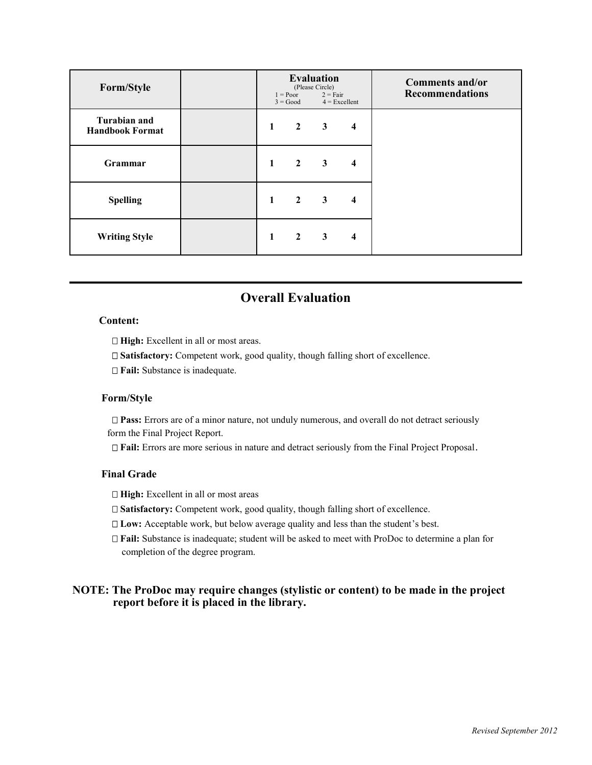| Form/Style | | Evaluation (Please Circle) 1 = Poor 2 = Fair 3 = Good 4 = Excellent | Comments and/or Recommendations |
|---|---|---|---|
| Turabian and Handbook Format | | 1 2 3 4 | |
| Grammar | | 1 2 3 4 | |
| Spelling | | 1 2 3 4 | |
| Writing Style | | 1 2 3 4 | |

---

## Overall Evaluation

**Content:**

- ☐ **High:** Excellent in all or most areas.
- ☐ **Satisfactory:** Competent work, good quality, though falling short of excellence.
- ☐ **Fail:** Substance is inadequate.

**Form/Style**

- ☐ **Pass:** Errors are of a minor nature, not unduly numerous, and overall do not detract seriously form the Final Project Report.
- ☐ **Fail:** Errors are more serious in nature and detract seriously from the Final Project Proposal.

**Final Grade**

- ☐ **High:** Excellent in all or most areas
- ☐ **Satisfactory:** Competent work, good quality, though falling short of excellence.
- ☐ **Low:** Acceptable work, but below average quality and less than the student's best.
- ☐ **Fail:** Substance is inadequate; student will be asked to meet with ProDoc to determine a plan for completion of the degree program.

**NOTE: The ProDoc may require changes (stylistic or content) to be made in the project report before it is placed in the library.**

*Revised September 2012*